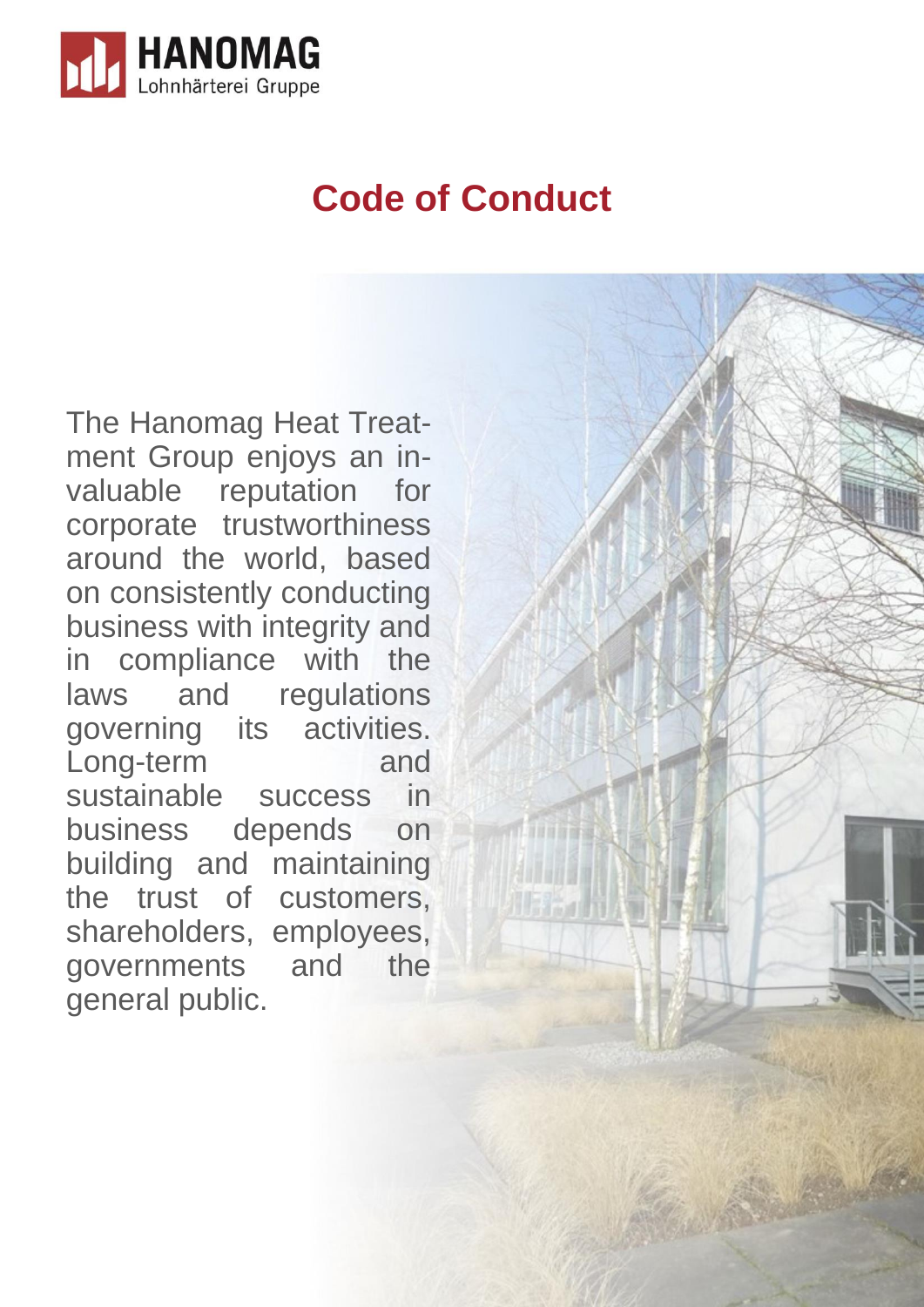HANOMAG
Lohnhärterei Gruppe

# Code of Conduct

The Hanomag Heat Treatment Group enjoys an invaluable reputation for corporate trustworthiness around the world, based on consistently conducting business with integrity and in compliance with the laws and regulations governing its activities. Long-term and sustainable success in business depends on building and maintaining the trust of customers, shareholders, employees, governments and the general public.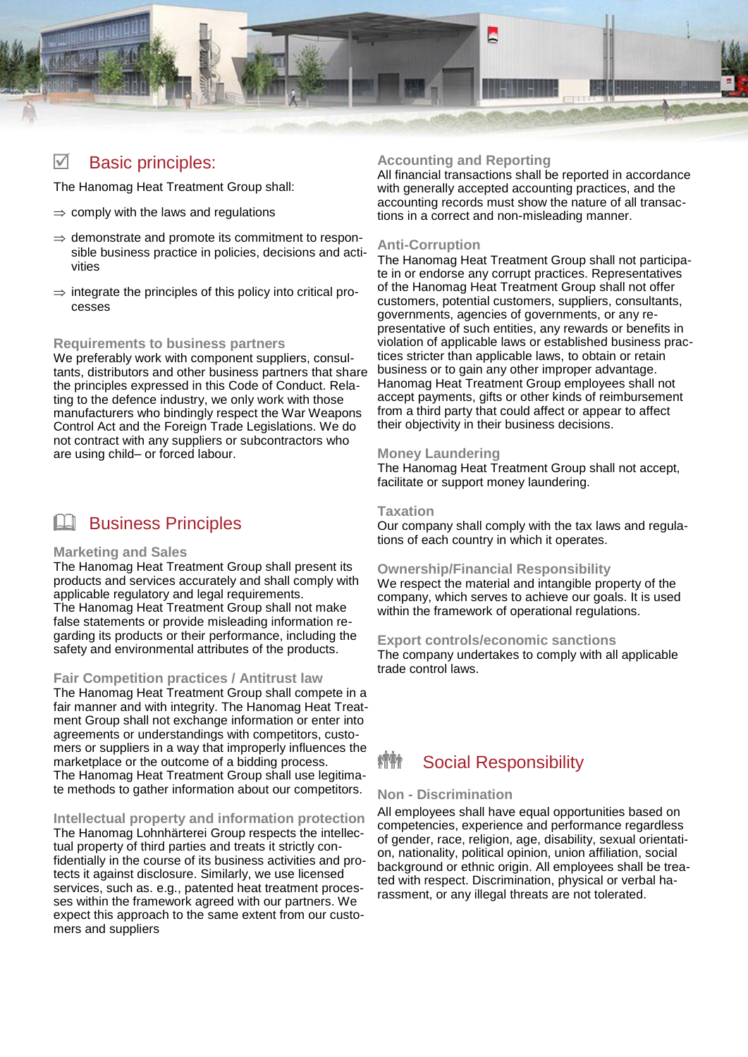## ☑ Basic principles:

The Hanomag Heat Treatment Group shall:

- ⇒ comply with the laws and regulations
- ⇒ demonstrate and promote its commitment to responsible business practice in policies, decisions and activities
- ⇒ integrate the principles of this policy into critical processes

### Requirements to business partners

We preferably work with component suppliers, consultants, distributors and other business partners that share the principles expressed in this Code of Conduct. Relating to the defence industry, we only work with those manufacturers who bindingly respect the War Weapons Control Act and the Foreign Trade Legislations. We do not contract with any suppliers or subcontractors who are using child– or forced labour.

## Business Principles

### Marketing and Sales

The Hanomag Heat Treatment Group shall present its products and services accurately and shall comply with applicable regulatory and legal requirements.
The Hanomag Heat Treatment Group shall not make false statements or provide misleading information regarding its products or their performance, including the safety and environmental attributes of the products.

### Fair Competition practices / Antitrust law

The Hanomag Heat Treatment Group shall compete in a fair manner and with integrity. The Hanomag Heat Treatment Group shall not exchange information or enter into agreements or understandings with competitors, customers or suppliers in a way that improperly influences the marketplace or the outcome of a bidding process.
The Hanomag Heat Treatment Group shall use legitimate methods to gather information about our competitors.

### Intellectual property and information protection

The Hanomag Lohnhärterei Group respects the intellectual property of third parties and treats it strictly confidentially in the course of its business activities and protects it against disclosure. Similarly, we use licensed services, such as. e.g., patented heat treatment processes within the framework agreed with our partners. We expect this approach to the same extent from our customers and suppliers

### Accounting and Reporting

All financial transactions shall be reported in accordance with generally accepted accounting practices, and the accounting records must show the nature of all transactions in a correct and non-misleading manner.

### Anti-Corruption

The Hanomag Heat Treatment Group shall not participate in or endorse any corrupt practices. Representatives of the Hanomag Heat Treatment Group shall not offer customers, potential customers, suppliers, consultants, governments, agencies of governments, or any representative of such entities, any rewards or benefits in violation of applicable laws or established business practices stricter than applicable laws, to obtain or retain business or to gain any other improper advantage.
Hanomag Heat Treatment Group employees shall not accept payments, gifts or other kinds of reimbursement from a third party that could affect or appear to affect their objectivity in their business decisions.

### Money Laundering

The Hanomag Heat Treatment Group shall not accept, facilitate or support money laundering.

### Taxation

Our company shall comply with the tax laws and regulations of each country in which it operates.

### Ownership/Financial Responsibility

We respect the material and intangible property of the company, which serves to achieve our goals. It is used within the framework of operational regulations.

### Export controls/economic sanctions

The company undertakes to comply with all applicable trade control laws.

## Social Responsibility

### Non - Discrimination

All employees shall have equal opportunities based on competencies, experience and performance regardless of gender, race, religion, age, disability, sexual orientation, nationality, political opinion, union affiliation, social background or ethnic origin. All employees shall be treated with respect. Discrimination, physical or verbal harassment, or any illegal threats are not tolerated.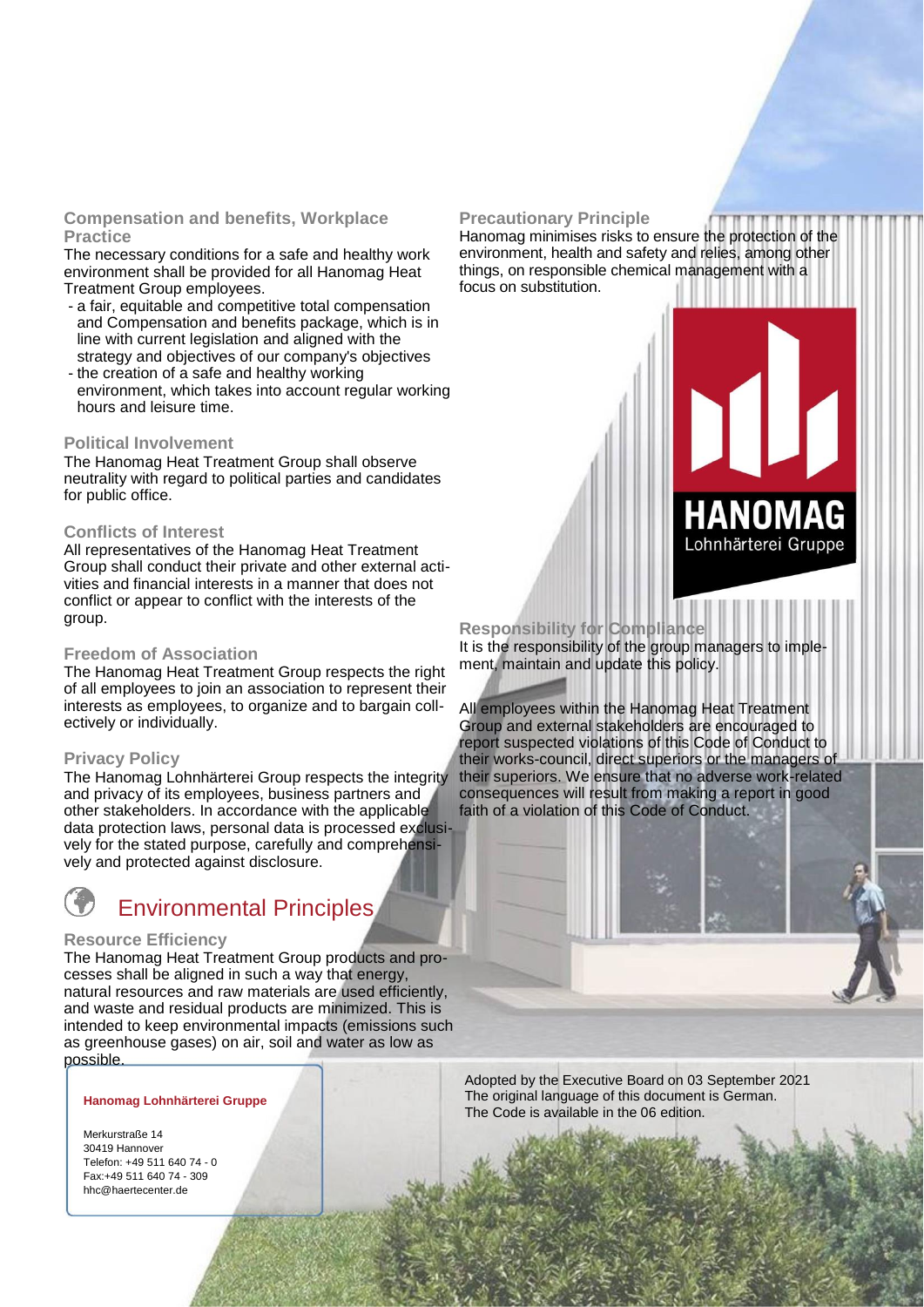### Compensation and benefits, Workplace Practice

The necessary conditions for a safe and healthy work environment shall be provided for all Hanomag Heat Treatment Group employees.

- a fair, equitable and competitive total compensation and Compensation and benefits package, which is in line with current legislation and aligned with the strategy and objectives of our company's objectives
- the creation of a safe and healthy working environment, which takes into account regular working hours and leisure time.

### Political Involvement

The Hanomag Heat Treatment Group shall observe neutrality with regard to political parties and candidates for public office.

### Conflicts of Interest

All representatives of the Hanomag Heat Treatment Group shall conduct their private and other external activities and financial interests in a manner that does not conflict or appear to conflict with the interests of the group.

### Freedom of Association

The Hanomag Heat Treatment Group respects the right of all employees to join an association to represent their interests as employees, to organize and to bargain collectively or individually.

### Privacy Policy

The Hanomag Lohnhärterei Group respects the integrity and privacy of its employees, business partners and other stakeholders. In accordance with the applicable data protection laws, personal data is processed exclusively for the stated purpose, carefully and comprehensively and protected against disclosure.

## Environmental Principles

### Resource Efficiency

The Hanomag Heat Treatment Group products and processes shall be aligned in such a way that energy, natural resources and raw materials are used efficiently, and waste and residual products are minimized. This is intended to keep environmental impacts (emissions such as greenhouse gases) on air, soil and water as low as possible.

### Precautionary Principle

Hanomag minimises risks to ensure the protection of the environment, health and safety and relies, among other things, on responsible chemical management with a focus on substitution.

HANOMAG
Lohnhärterei Gruppe

### Responsibility for Compliance

It is the responsibility of the group managers to implement, maintain and update this policy.

All employees within the Hanomag Heat Treatment Group and external stakeholders are encouraged to report suspected violations of this Code of Conduct to their works-council, direct superiors or the managers of their superiors. We ensure that no adverse work-related consequences will result from making a report in good faith of a violation of this Code of Conduct.

**Hanomag Lohnhärterei Gruppe**

Merkurstraße 14
30419 Hannover
Telefon: +49 511 640 74 - 0
Fax:+49 511 640 74 - 309
hhc@haertecenter.de

Adopted by the Executive Board on 03 September 2021
The original language of this document is German.
The Code is available in the 06 edition.